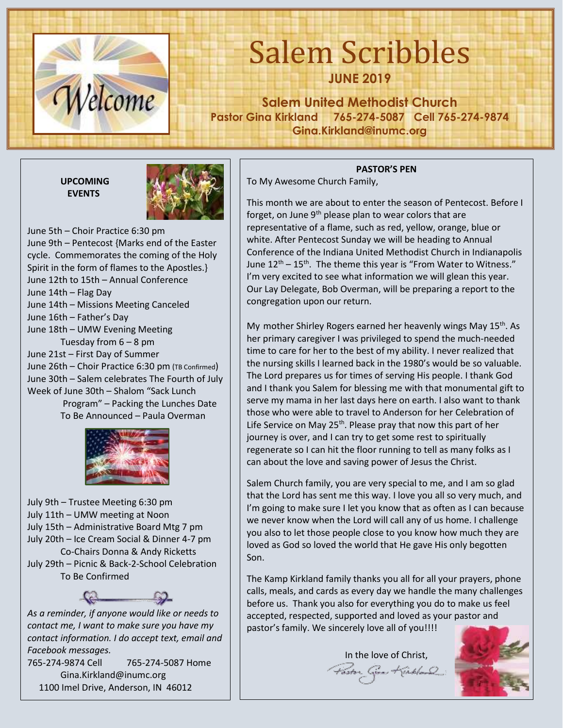# Salem Scribbles

**JUNE 2019**

**Salem United Methodist Church**
**Pastor Gina Kirkland 765-274-5087 Cell 765-274-9874**
**Gina.Kirkland@inumc.org**

**UPCOMING EVENTS**

June 5th – Choir Practice 6:30 pm
June 9th – Pentecost {Marks end of the Easter cycle. Commemorates the coming of the Holy Spirit in the form of flames to the Apostles.}
June 12th to 15th – Annual Conference
June 14th – Flag Day
June 14th – Missions Meeting Canceled
June 16th – Father's Day
June 18th – UMW Evening Meeting Tuesday from 6 – 8 pm
June 21st – First Day of Summer
June 26th – Choir Practice 6:30 pm (TB Confirmed)
June 30th – Salem celebrates The Fourth of July
Week of June 30th – Shalom "Sack Lunch Program" – Packing the Lunches Date To Be Announced – Paula Overman

July 9th – Trustee Meeting 6:30 pm
July 11th – UMW meeting at Noon
July 15th – Administrative Board Mtg 7 pm
July 20th – Ice Cream Social & Dinner 4-7 pm Co-Chairs Donna & Andy Ricketts
July 29th – Picnic & Back-2-School Celebration To Be Confirmed

*As a reminder, if anyone would like or needs to contact me, I want to make sure you have my contact information. I do accept text, email and Facebook messages.*

765-274-9874 Cell 765-274-5087 Home
Gina.Kirkland@inumc.org
1100 Imel Drive, Anderson, IN 46012

## PASTOR'S PEN

To My Awesome Church Family,

This month we are about to enter the season of Pentecost. Before I forget, on June 9th please plan to wear colors that are representative of a flame, such as red, yellow, orange, blue or white. After Pentecost Sunday we will be heading to Annual Conference of the Indiana United Methodist Church in Indianapolis June 12th – 15th. The theme this year is "From Water to Witness." I'm very excited to see what information we will glean this year. Our Lay Delegate, Bob Overman, will be preparing a report to the congregation upon our return.

My mother Shirley Rogers earned her heavenly wings May 15th. As her primary caregiver I was privileged to spend the much-needed time to care for her to the best of my ability. I never realized that the nursing skills I learned back in the 1980's would be so valuable. The Lord prepares us for times of serving His people. I thank God and I thank you Salem for blessing me with that monumental gift to serve my mama in her last days here on earth. I also want to thank those who were able to travel to Anderson for her Celebration of Life Service on May 25th. Please pray that now this part of her journey is over, and I can try to get some rest to spiritually regenerate so I can hit the floor running to tell as many folks as I can about the love and saving power of Jesus the Christ.

Salem Church family, you are very special to me, and I am so glad that the Lord has sent me this way. I love you all so very much, and I'm going to make sure I let you know that as often as I can because we never know when the Lord will call any of us home. I challenge you also to let those people close to you know how much they are loved as God so loved the world that He gave His only begotten Son.

The Kamp Kirkland family thanks you all for all your prayers, phone calls, meals, and cards as every day we handle the many challenges before us. Thank you also for everything you do to make us feel accepted, respected, supported and loved as your pastor and pastor's family. We sincerely love all of you!!!!

In the love of Christ,
Pastor Gina Kirkland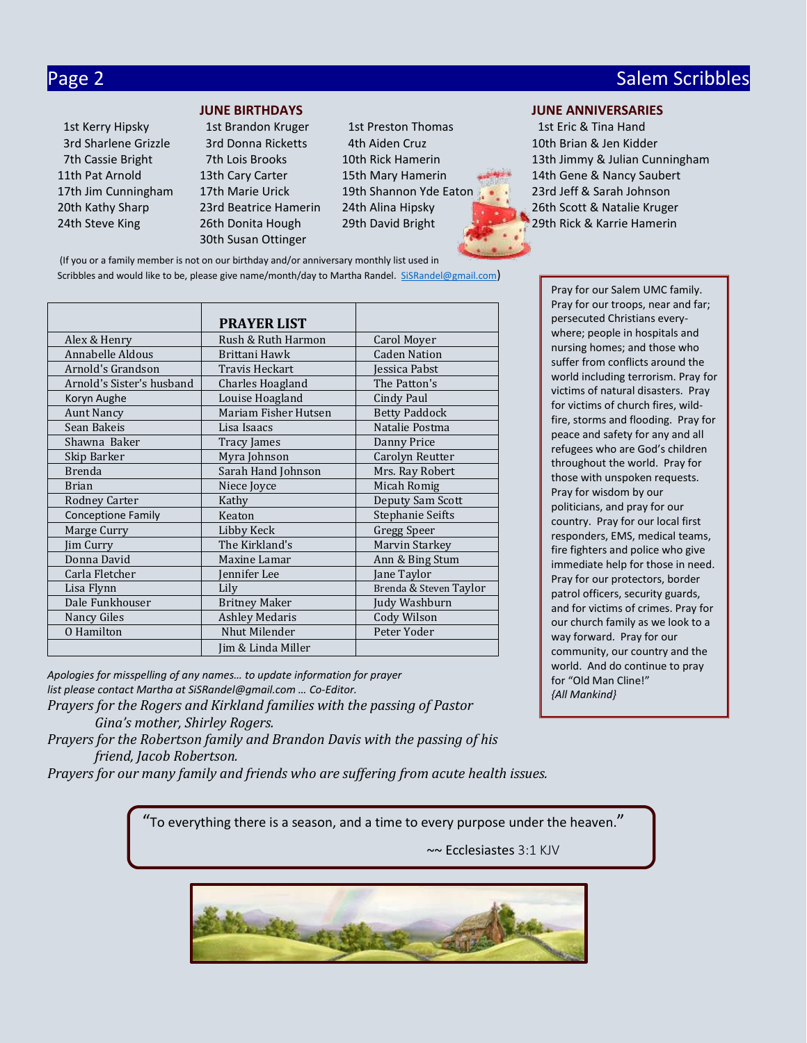## JUNE BIRTHDAYS

1st Kerry Hipsky
3rd Sharlene Grizzle
7th Cassie Bright
11th Pat Arnold
17th Jim Cunningham
20th Kathy Sharp
24th Steve King

1st Brandon Kruger
3rd Donna Ricketts
7th Lois Brooks
13th Cary Carter
17th Marie Urick
23rd Beatrice Hamerin
26th Donita Hough
30th Susan Ottinger

1st Preston Thomas
4th Aiden Cruz
10th Rick Hamerin
15th Mary Hamerin
19th Shannon Yde Eaton
24th Alina Hipsky
29th David Bright

## JUNE ANNIVERSARIES

1st Eric & Tina Hand
10th Brian & Jen Kidder
13th Jimmy & Julian Cunningham
14th Gene & Nancy Saubert
23rd Jeff & Sarah Johnson
26th Scott & Natalie Kruger
29th Rick & Karrie Hamerin

(If you or a family member is not on our birthday and/or anniversary monthly list used in Scribbles and would like to be, please give name/month/day to Martha Randel. SiSRandel@gmail.com)

| | PRAYER LIST | |
|---|---|---|
| Alex & Henry | Rush & Ruth Harmon | Carol Moyer |
| Annabelle Aldous | Brittani Hawk | Caden Nation |
| Arnold's Grandson | Travis Heckart | Jessica Pabst |
| Arnold's Sister's husband | Charles Hoagland | The Patton's |
| Koryn Aughe | Louise Hoagland | Cindy Paul |
| Aunt Nancy | Mariam Fisher Hutsen | Betty Paddock |
| Sean Bakeis | Lisa Isaacs | Natalie Postma |
| Shawna Baker | Tracy James | Danny Price |
| Skip Barker | Myra Johnson | Carolyn Reutter |
| Brenda | Sarah Hand Johnson | Mrs. Ray Robert |
| Brian | Niece Joyce | Micah Romig |
| Rodney Carter | Kathy | Deputy Sam Scott |
| Conceptione Family | Keaton | Stephanie Seifts |
| Marge Curry | Libby Keck | Gregg Speer |
| Jim Curry | The Kirkland's | Marvin Starkey |
| Donna David | Maxine Lamar | Ann & Bing Stum |
| Carla Fletcher | Jennifer Lee | Jane Taylor |
| Lisa Flynn | Lily | Brenda & Steven Taylor |
| Dale Funkhouser | Britney Maker | Judy Washburn |
| Nancy Giles | Ashley Medaris | Cody Wilson |
| O Hamilton | Nhut Milender | Peter Yoder |
| | Jim & Linda Miller | |

*Apologies for misspelling of any names… to update information for prayer list please contact Martha at SiSRandel@gmail.com … Co-Editor.*

*Prayers for the Rogers and Kirkland families with the passing of Pastor Gina's mother, Shirley Rogers.*

*Prayers for the Robertson family and Brandon Davis with the passing of his friend, Jacob Robertson.*

*Prayers for our many family and friends who are suffering from acute health issues.*

Pray for our Salem UMC family. Pray for our troops, near and far; persecuted Christians everywhere; people in hospitals and nursing homes; and those who suffer from conflicts around the world including terrorism. Pray for victims of natural disasters. Pray for victims of church fires, wildfire, storms and flooding. Pray for peace and safety for any and all refugees who are God's children throughout the world. Pray for those with unspoken requests. Pray for wisdom by our politicians, and pray for our country. Pray for our local first responders, EMS, medical teams, fire fighters and police who give immediate help for those in need. Pray for our protectors, border patrol officers, security guards, and for victims of crimes. Pray for our church family as we look to a way forward. Pray for our community, our country and the world. And do continue to pray for "Old Man Cline!" *{All Mankind}*

"To everything there is a season, and a time to every purpose under the heaven."

~~ Ecclesiastes 3:1 KJV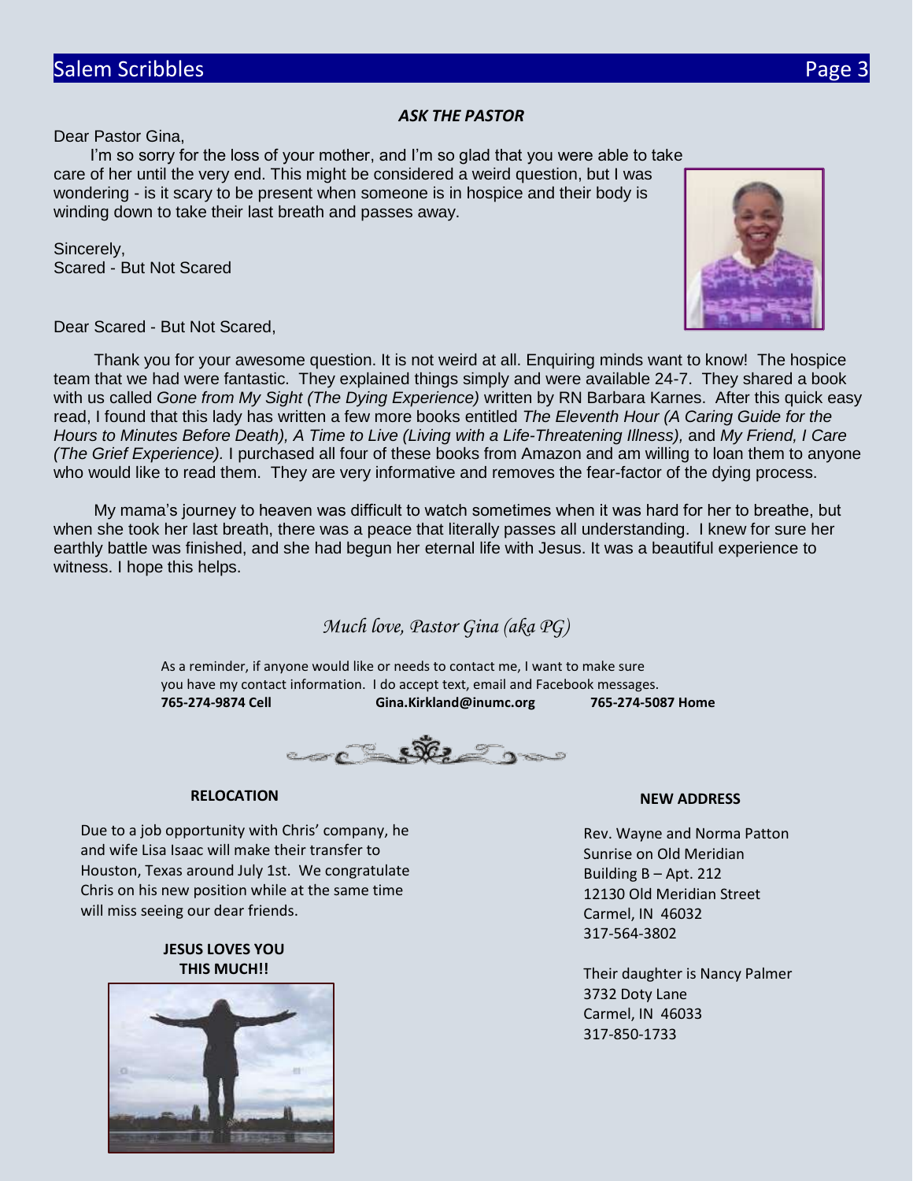### *ASK THE PASTOR*

Dear Pastor Gina,

I'm so sorry for the loss of your mother, and I'm so glad that you were able to take care of her until the very end. This might be considered a weird question, but I was wondering - is it scary to be present when someone is in hospice and their body is winding down to take their last breath and passes away.

Sincerely,
Scared - But Not Scared

Dear Scared - But Not Scared,

Thank you for your awesome question. It is not weird at all. Enquiring minds want to know! The hospice team that we had were fantastic. They explained things simply and were available 24-7. They shared a book with us called *Gone from My Sight (The Dying Experience)* written by RN Barbara Karnes. After this quick easy read, I found that this lady has written a few more books entitled *The Eleventh Hour (A Caring Guide for the Hours to Minutes Before Death), A Time to Live (Living with a Life-Threatening Illness),* and *My Friend, I Care (The Grief Experience).* I purchased all four of these books from Amazon and am willing to loan them to anyone who would like to read them. They are very informative and removes the fear-factor of the dying process.

My mama's journey to heaven was difficult to watch sometimes when it was hard for her to breathe, but when she took her last breath, there was a peace that literally passes all understanding. I knew for sure her earthly battle was finished, and she had begun her eternal life with Jesus. It was a beautiful experience to witness. I hope this helps.

*Much love, Pastor Gina (aka PG)*

As a reminder, if anyone would like or needs to contact me, I want to make sure you have my contact information. I do accept text, email and Facebook messages.
**765-274-9874 Cell** **Gina.Kirkland@inumc.org** **765-274-5087 Home**

**RELOCATION**

Due to a job opportunity with Chris' company, he and wife Lisa Isaac will make their transfer to Houston, Texas around July 1st. We congratulate Chris on his new position while at the same time will miss seeing our dear friends.

**JESUS LOVES YOU THIS MUCH!!**

**NEW ADDRESS**

Rev. Wayne and Norma Patton
Sunrise on Old Meridian
Building B – Apt. 212
12130 Old Meridian Street
Carmel, IN 46032
317-564-3802

Their daughter is Nancy Palmer
3732 Doty Lane
Carmel, IN 46033
317-850-1733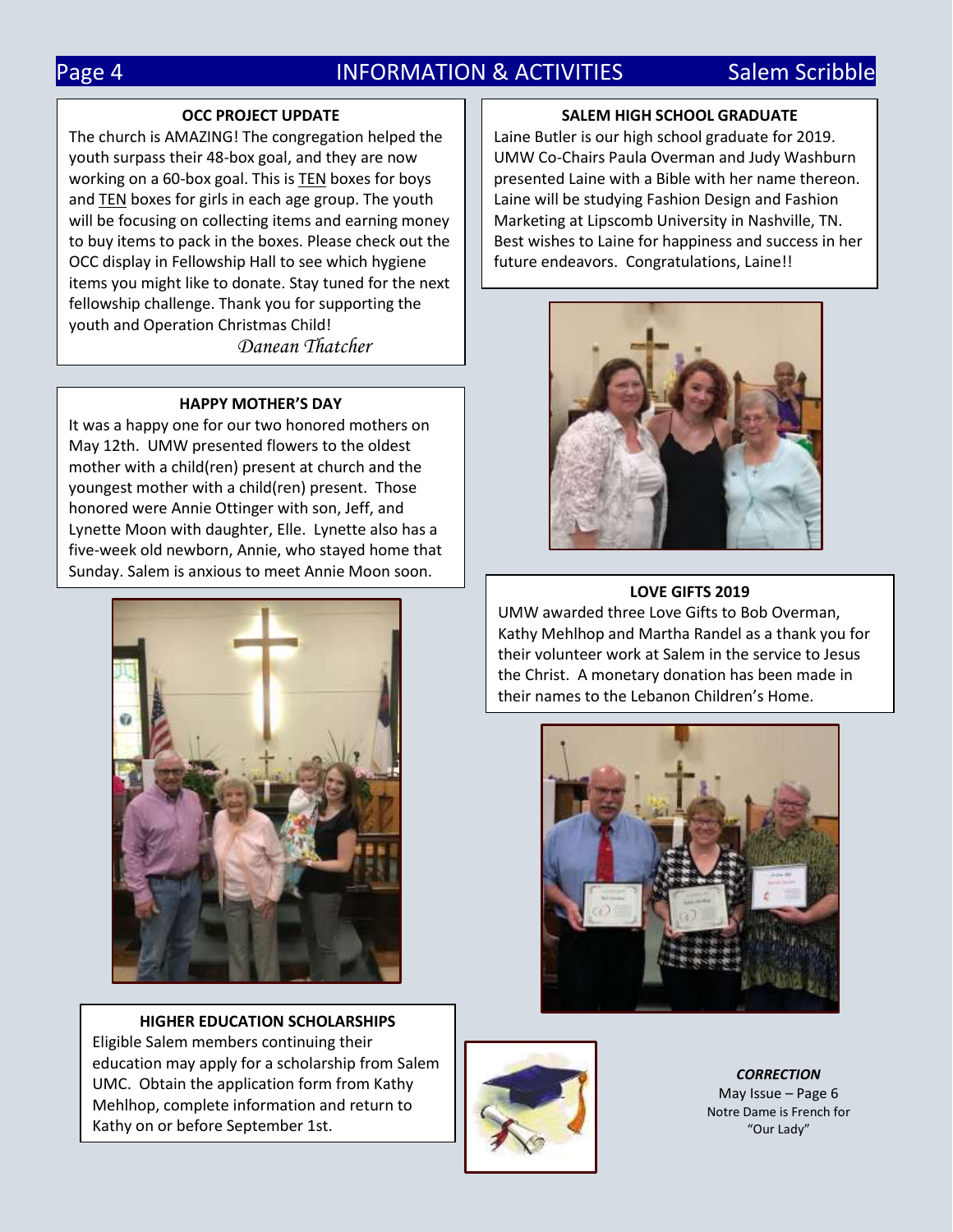## OCC PROJECT UPDATE

The church is AMAZING! The congregation helped the youth surpass their 48-box goal, and they are now working on a 60-box goal. This is TEN boxes for boys and TEN boxes for girls in each age group. The youth will be focusing on collecting items and earning money to buy items to pack in the boxes. Please check out the OCC display in Fellowship Hall to see which hygiene items you might like to donate. Stay tuned for the next fellowship challenge. Thank you for supporting the youth and Operation Christmas Child!

*Danean Thatcher*

## HAPPY MOTHER'S DAY

It was a happy one for our two honored mothers on May 12th. UMW presented flowers to the oldest mother with a child(ren) present at church and the youngest mother with a child(ren) present. Those honored were Annie Ottinger with son, Jeff, and Lynette Moon with daughter, Elle. Lynette also has a five-week old newborn, Annie, who stayed home that Sunday. Salem is anxious to meet Annie Moon soon.

## HIGHER EDUCATION SCHOLARSHIPS

Eligible Salem members continuing their education may apply for a scholarship from Salem UMC. Obtain the application form from Kathy Mehlhop, complete information and return to Kathy on or before September 1st.

## SALEM HIGH SCHOOL GRADUATE

Laine Butler is our high school graduate for 2019. UMW Co-Chairs Paula Overman and Judy Washburn presented Laine with a Bible with her name thereon. Laine will be studying Fashion Design and Fashion Marketing at Lipscomb University in Nashville, TN. Best wishes to Laine for happiness and success in her future endeavors. Congratulations, Laine!!

## LOVE GIFTS 2019

UMW awarded three Love Gifts to Bob Overman, Kathy Mehlhop and Martha Randel as a thank you for their volunteer work at Salem in the service to Jesus the Christ. A monetary donation has been made in their names to the Lebanon Children's Home.

***CORRECTION***

May Issue – Page 6

Notre Dame is French for "Our Lady"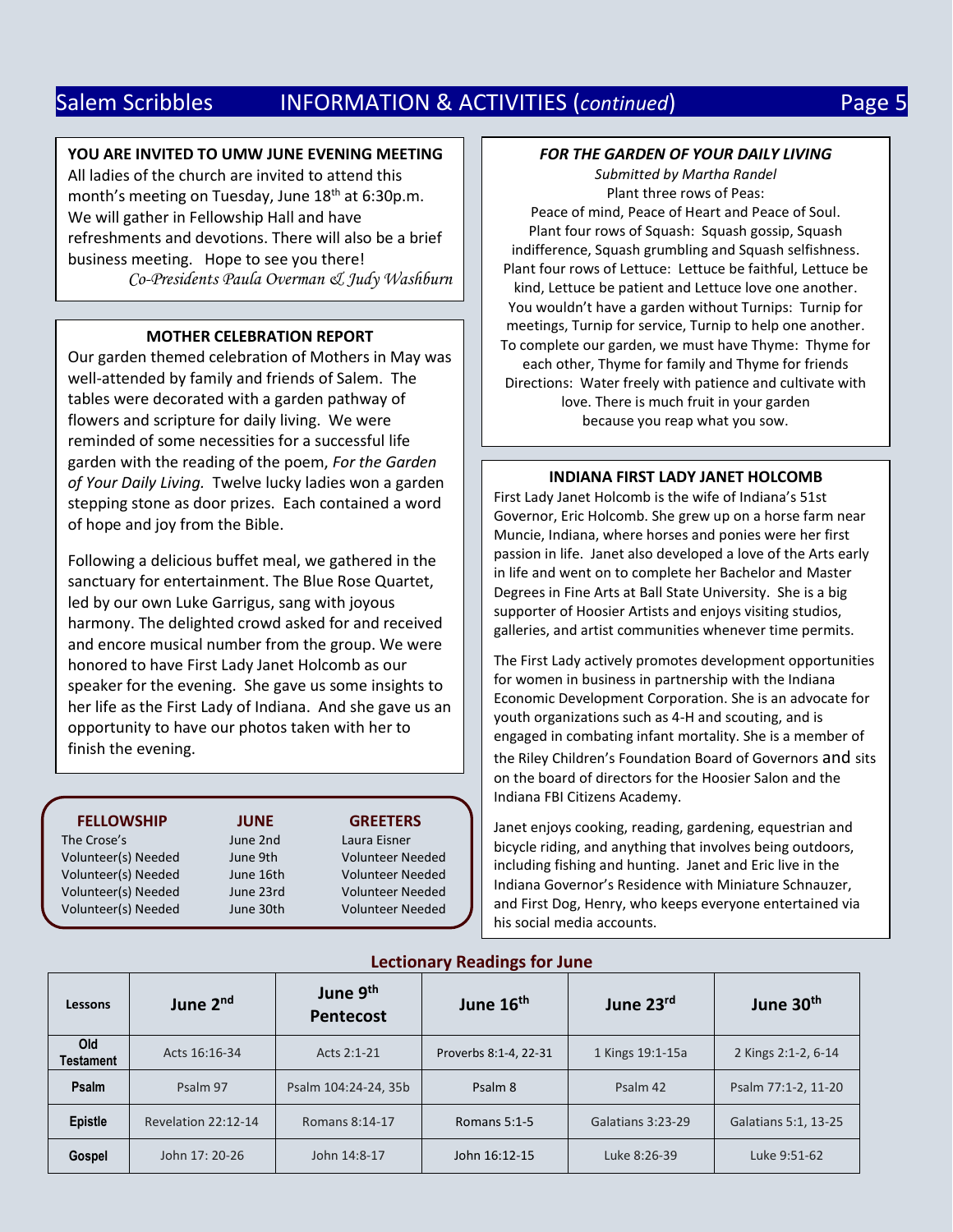## INFORMATION & ACTIVITIES (*continued*)

### YOU ARE INVITED TO UMW JUNE EVENING MEETING

All ladies of the church are invited to attend this month's meeting on Tuesday, June 18th at 6:30p.m. We will gather in Fellowship Hall and have refreshments and devotions. There will also be a brief business meeting. Hope to see you there!

*Co-Presidents Paula Overman & Judy Washburn*

### MOTHER CELEBRATION REPORT

Our garden themed celebration of Mothers in May was well-attended by family and friends of Salem. The tables were decorated with a garden pathway of flowers and scripture for daily living. We were reminded of some necessities for a successful life garden with the reading of the poem, *For the Garden of Your Daily Living.* Twelve lucky ladies won a garden stepping stone as door prizes. Each contained a word of hope and joy from the Bible.

Following a delicious buffet meal, we gathered in the sanctuary for entertainment. The Blue Rose Quartet, led by our own Luke Garrigus, sang with joyous harmony. The delighted crowd asked for and received and encore musical number from the group. We were honored to have First Lady Janet Holcomb as our speaker for the evening. She gave us some insights to her life as the First Lady of Indiana. And she gave us an opportunity to have our photos taken with her to finish the evening.

| FELLOWSHIP | JUNE | GREETERS |
|---|---|---|
| The Crose's | June 2nd | Laura Eisner |
| Volunteer(s) Needed | June 9th | Volunteer Needed |
| Volunteer(s) Needed | June 16th | Volunteer Needed |
| Volunteer(s) Needed | June 23rd | Volunteer Needed |
| Volunteer(s) Needed | June 30th | Volunteer Needed |

### *FOR THE GARDEN OF YOUR DAILY LIVING*

*Submitted by Martha Randel*

Plant three rows of Peas:
Peace of mind, Peace of Heart and Peace of Soul.
Plant four rows of Squash: Squash gossip, Squash indifference, Squash grumbling and Squash selfishness.
Plant four rows of Lettuce: Lettuce be faithful, Lettuce be kind, Lettuce be patient and Lettuce love one another.
You wouldn't have a garden without Turnips: Turnip for meetings, Turnip for service, Turnip to help one another.
To complete our garden, we must have Thyme: Thyme for each other, Thyme for family and Thyme for friends
Directions: Water freely with patience and cultivate with love. There is much fruit in your garden because you reap what you sow.

### INDIANA FIRST LADY JANET HOLCOMB

First Lady Janet Holcomb is the wife of Indiana's 51st Governor, Eric Holcomb. She grew up on a horse farm near Muncie, Indiana, where horses and ponies were her first passion in life. Janet also developed a love of the Arts early in life and went on to complete her Bachelor and Master Degrees in Fine Arts at Ball State University. She is a big supporter of Hoosier Artists and enjoys visiting studios, galleries, and artist communities whenever time permits.

The First Lady actively promotes development opportunities for women in business in partnership with the Indiana Economic Development Corporation. She is an advocate for youth organizations such as 4-H and scouting, and is engaged in combating infant mortality. She is a member of the Riley Children's Foundation Board of Governors and sits on the board of directors for the Hoosier Salon and the Indiana FBI Citizens Academy.

Janet enjoys cooking, reading, gardening, equestrian and bicycle riding, and anything that involves being outdoors, including fishing and hunting. Janet and Eric live in the Indiana Governor's Residence with Miniature Schnauzer, and First Dog, Henry, who keeps everyone entertained via his social media accounts.

### Lectionary Readings for June

| Lessons | June 2nd | June 9th Pentecost | June 16th | June 23rd | June 30th |
|---|---|---|---|---|---|
| Old Testament | Acts 16:16-34 | Acts 2:1-21 | Proverbs 8:1-4, 22-31 | 1 Kings 19:1-15a | 2 Kings 2:1-2, 6-14 |
| Psalm | Psalm 97 | Psalm 104:24-24, 35b | Psalm 8 | Psalm 42 | Psalm 77:1-2, 11-20 |
| Epistle | Revelation 22:12-14 | Romans 8:14-17 | Romans 5:1-5 | Galatians 3:23-29 | Galatians 5:1, 13-25 |
| Gospel | John 17: 20-26 | John 14:8-17 | John 16:12-15 | Luke 8:26-39 | Luke 9:51-62 |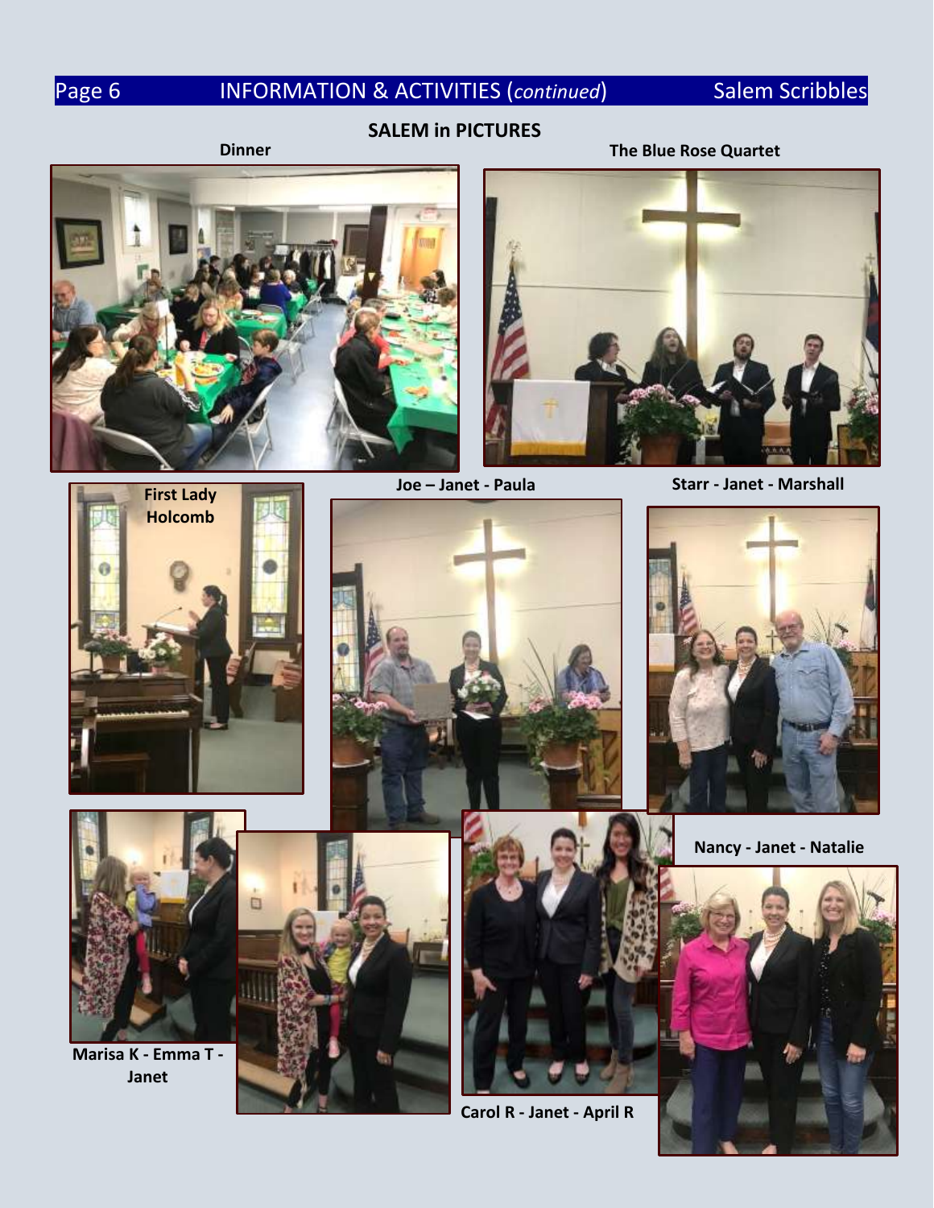## SALEM in PICTURES

**Dinner**

**The Blue Rose Quartet**

**First Lady Holcomb**

**Joe – Janet - Paula**

**Starr - Janet - Marshall**

**Nancy - Janet - Natalie**

**Marisa K - Emma T - Janet**

**Carol R - Janet - April R**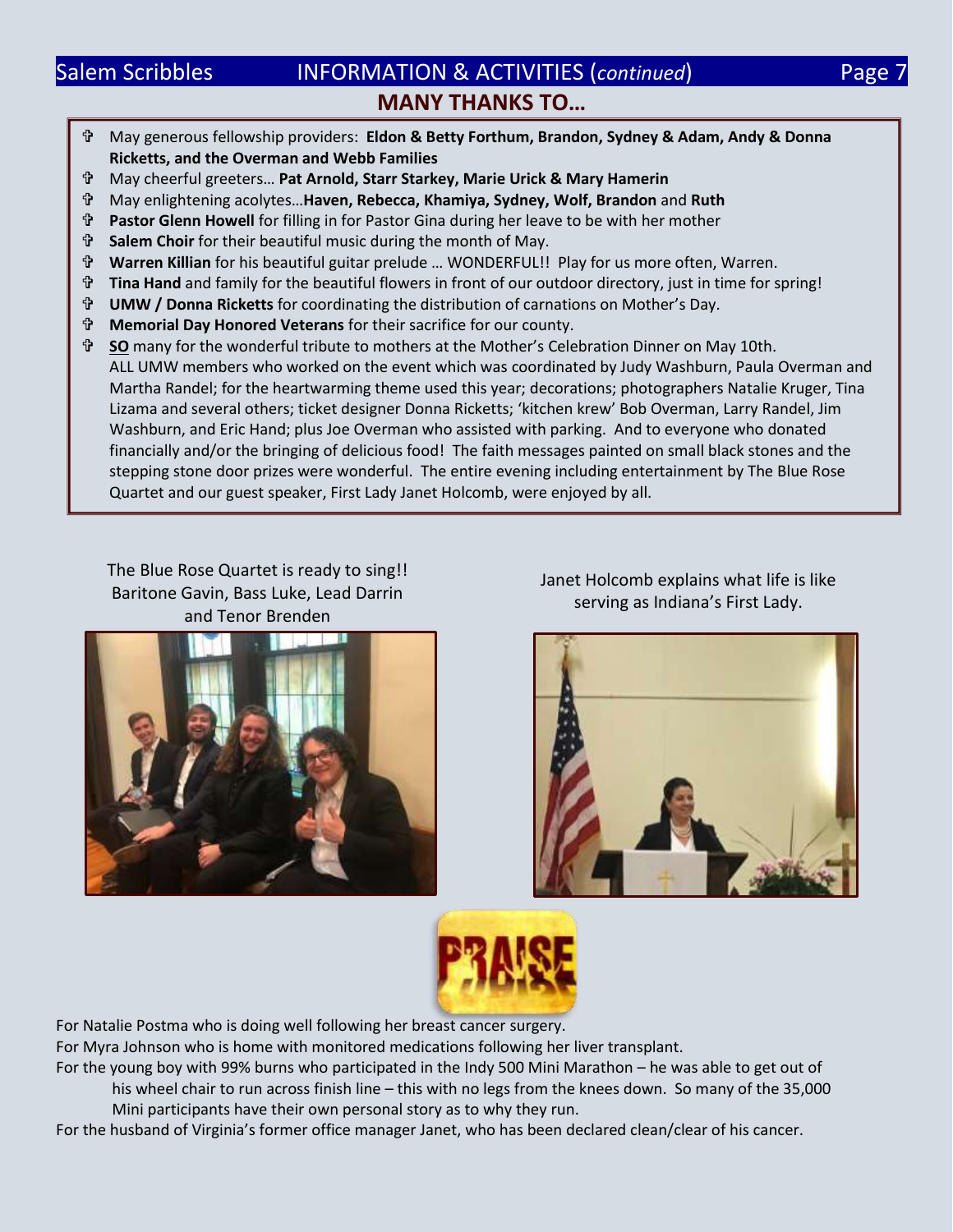## MANY THANKS TO…

- May generous fellowship providers: **Eldon & Betty Forthum, Brandon, Sydney & Adam, Andy & Donna Ricketts, and the Overman and Webb Families**
- May cheerful greeters… **Pat Arnold, Starr Starkey, Marie Urick & Mary Hamerin**
- May enlightening acolytes…**Haven, Rebecca, Khamiya, Sydney, Wolf, Brandon** and **Ruth**
- **Pastor Glenn Howell** for filling in for Pastor Gina during her leave to be with her mother
- **Salem Choir** for their beautiful music during the month of May.
- **Warren Killian** for his beautiful guitar prelude … WONDERFUL!! Play for us more often, Warren.
- **Tina Hand** and family for the beautiful flowers in front of our outdoor directory, just in time for spring!
- **UMW / Donna Ricketts** for coordinating the distribution of carnations on Mother's Day.
- **Memorial Day Honored Veterans** for their sacrifice for our county.
- **SO** many for the wonderful tribute to mothers at the Mother's Celebration Dinner on May 10th. ALL UMW members who worked on the event which was coordinated by Judy Washburn, Paula Overman and Martha Randel; for the heartwarming theme used this year; decorations; photographers Natalie Kruger, Tina Lizama and several others; ticket designer Donna Ricketts; 'kitchen krew' Bob Overman, Larry Randel, Jim Washburn, and Eric Hand; plus Joe Overman who assisted with parking. And to everyone who donated financially and/or the bringing of delicious food! The faith messages painted on small black stones and the stepping stone door prizes were wonderful. The entire evening including entertainment by The Blue Rose Quartet and our guest speaker, First Lady Janet Holcomb, were enjoyed by all.

The Blue Rose Quartet is ready to sing!! Baritone Gavin, Bass Luke, Lead Darrin and Tenor Brenden

Janet Holcomb explains what life is like serving as Indiana's First Lady.

PRAISE

For Natalie Postma who is doing well following her breast cancer surgery.

For Myra Johnson who is home with monitored medications following her liver transplant.

For the young boy with 99% burns who participated in the Indy 500 Mini Marathon – he was able to get out of his wheel chair to run across finish line – this with no legs from the knees down. So many of the 35,000 Mini participants have their own personal story as to why they run.

For the husband of Virginia's former office manager Janet, who has been declared clean/clear of his cancer.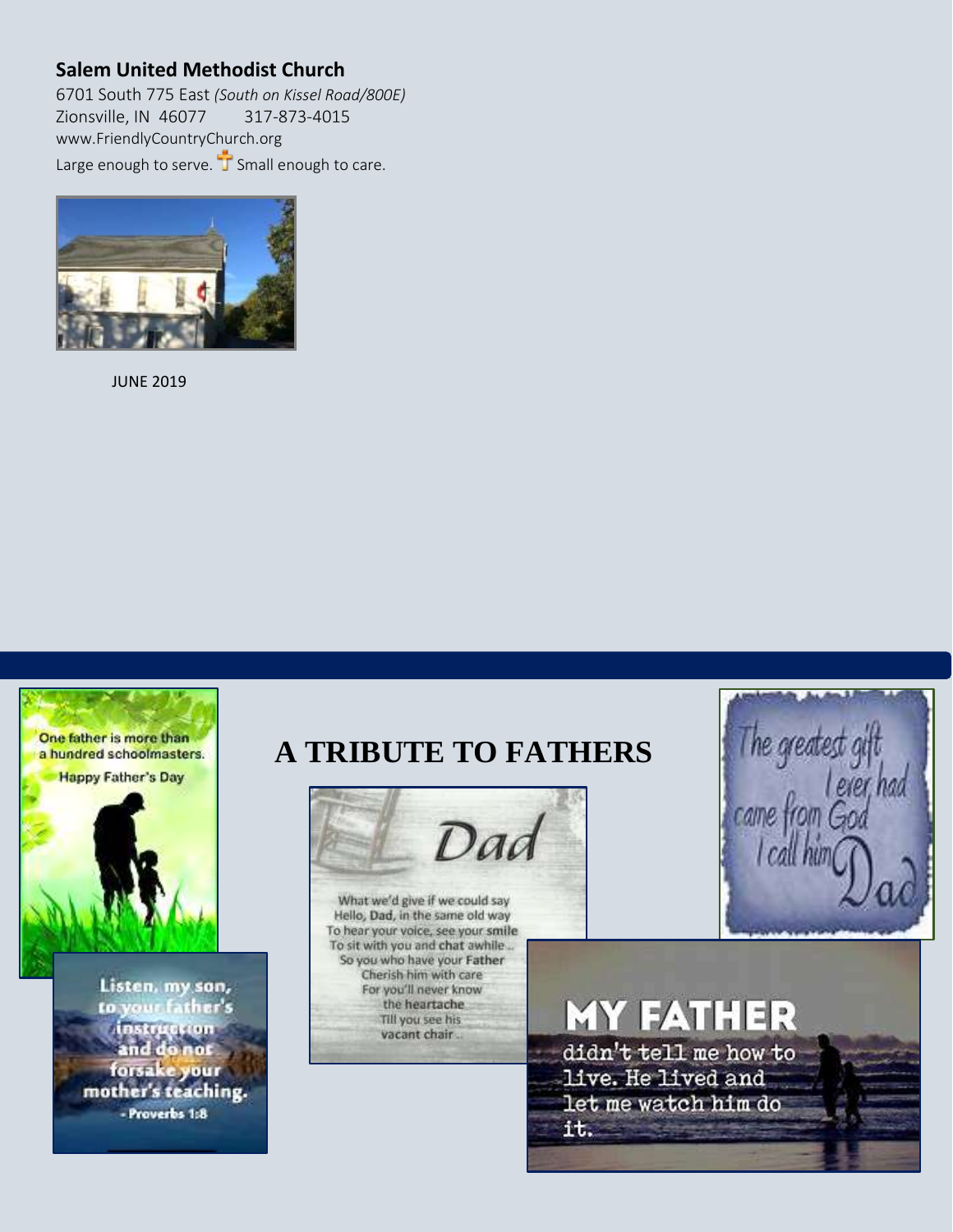**Salem United Methodist Church**

6701 South 775 East *(South on Kissel Road/800E)*
Zionsville, IN 46077 317-873-4015
www.FriendlyCountryChurch.org
Large enough to serve. Small enough to care.

JUNE 2019

# A TRIBUTE TO FATHERS

One father is more than a hundred schoolmasters.
Happy Father's Day

Listen, my son, to your father's instruction and do not forsake your mother's teaching.
- Proverbs 1:8

Dad

What we'd give if we could say
Hello, Dad, in the same old way
To hear your voice, see your smile
To sit with you and chat awhile...
So you who have your Father
Cherish him with care
For you'll never know
the heartache
Till you see his
vacant chair...

The greatest gift I ever had came from God I call him Dad

MY FATHER didn't tell me how to live. He lived and let me watch him do it.